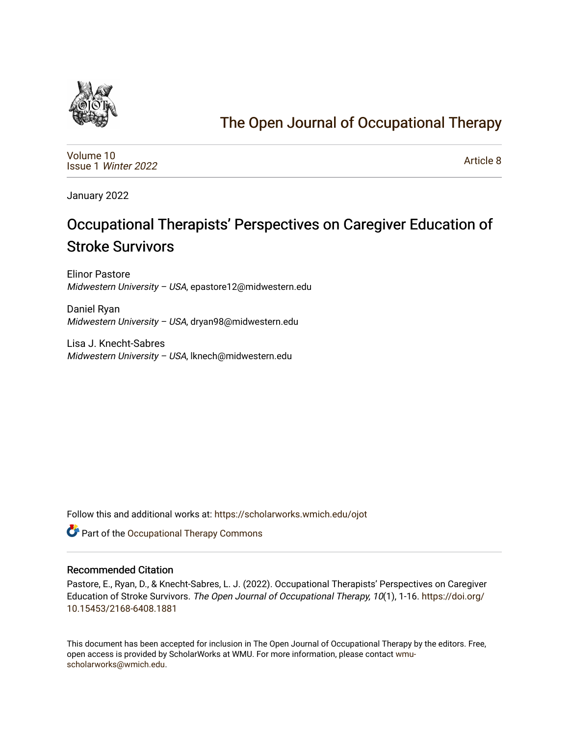# The Open Journal of Occupational Therapy

Volume 10
Issue 1 *Winter 2022*

Article 8

January 2022

## Occupational Therapists' Perspectives on Caregiver Education of Stroke Survivors

Elinor Pastore
*Midwestern University – USA*, epastore12@midwestern.edu

Daniel Ryan
*Midwestern University – USA*, dryan98@midwestern.edu

Lisa J. Knecht-Sabres
*Midwestern University – USA*, lknech@midwestern.edu

Follow this and additional works at: https://scholarworks.wmich.edu/ojot

Part of the Occupational Therapy Commons

### Recommended Citation

Pastore, E., Ryan, D., & Knecht-Sabres, L. J. (2022). Occupational Therapists' Perspectives on Caregiver Education of Stroke Survivors. *The Open Journal of Occupational Therapy, 10*(1), 1-16. https://doi.org/10.15453/2168-6408.1881

This document has been accepted for inclusion in The Open Journal of Occupational Therapy by the editors. Free, open access is provided by ScholarWorks at WMU. For more information, please contact wmu-scholarworks@wmich.edu.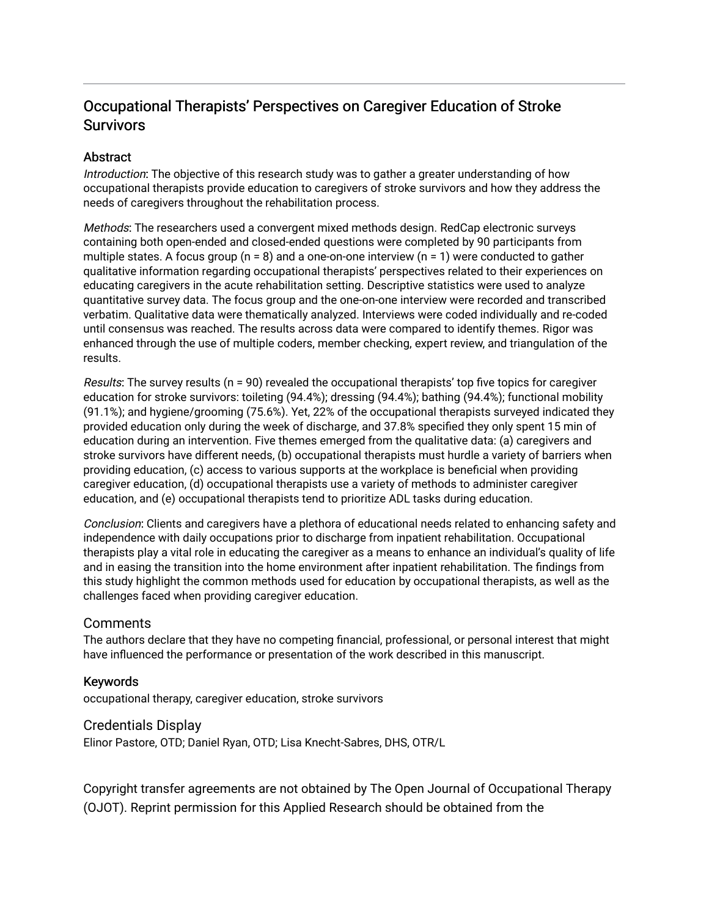# Occupational Therapists' Perspectives on Caregiver Education of Stroke Survivors

## Abstract

*Introduction*: The objective of this research study was to gather a greater understanding of how occupational therapists provide education to caregivers of stroke survivors and how they address the needs of caregivers throughout the rehabilitation process.

*Methods*: The researchers used a convergent mixed methods design. RedCap electronic surveys containing both open-ended and closed-ended questions were completed by 90 participants from multiple states. A focus group (n = 8) and a one-on-one interview (n = 1) were conducted to gather qualitative information regarding occupational therapists' perspectives related to their experiences on educating caregivers in the acute rehabilitation setting. Descriptive statistics were used to analyze quantitative survey data. The focus group and the one-on-one interview were recorded and transcribed verbatim. Qualitative data were thematically analyzed. Interviews were coded individually and re-coded until consensus was reached. The results across data were compared to identify themes. Rigor was enhanced through the use of multiple coders, member checking, expert review, and triangulation of the results.

*Results*: The survey results (n = 90) revealed the occupational therapists' top five topics for caregiver education for stroke survivors: toileting (94.4%); dressing (94.4%); bathing (94.4%); functional mobility (91.1%); and hygiene/grooming (75.6%). Yet, 22% of the occupational therapists surveyed indicated they provided education only during the week of discharge, and 37.8% specified they only spent 15 min of education during an intervention. Five themes emerged from the qualitative data: (a) caregivers and stroke survivors have different needs, (b) occupational therapists must hurdle a variety of barriers when providing education, (c) access to various supports at the workplace is beneficial when providing caregiver education, (d) occupational therapists use a variety of methods to administer caregiver education, and (e) occupational therapists tend to prioritize ADL tasks during education.

*Conclusion*: Clients and caregivers have a plethora of educational needs related to enhancing safety and independence with daily occupations prior to discharge from inpatient rehabilitation. Occupational therapists play a vital role in educating the caregiver as a means to enhance an individual's quality of life and in easing the transition into the home environment after inpatient rehabilitation. The findings from this study highlight the common methods used for education by occupational therapists, as well as the challenges faced when providing caregiver education.

## Comments

The authors declare that they have no competing financial, professional, or personal interest that might have influenced the performance or presentation of the work described in this manuscript.

## Keywords

occupational therapy, caregiver education, stroke survivors

## Credentials Display

Elinor Pastore, OTD; Daniel Ryan, OTD; Lisa Knecht-Sabres, DHS, OTR/L

Copyright transfer agreements are not obtained by The Open Journal of Occupational Therapy (OJOT). Reprint permission for this Applied Research should be obtained from the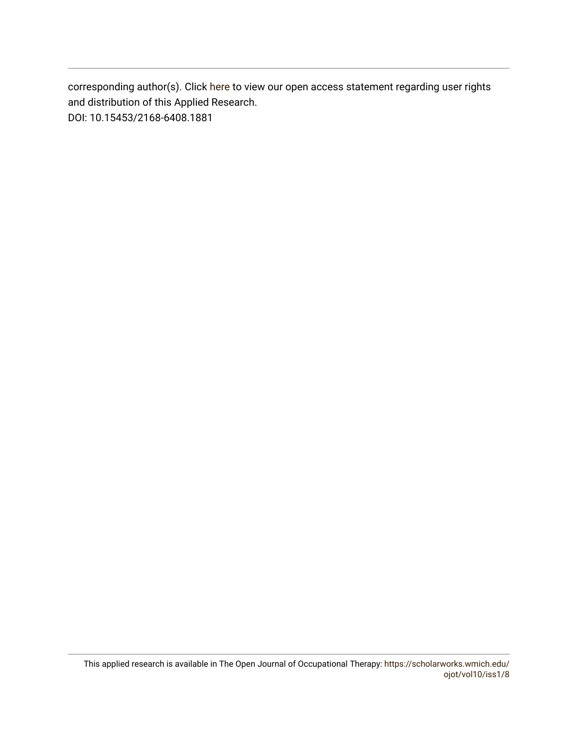corresponding author(s). Click here to view our open access statement regarding user rights and distribution of this Applied Research.
DOI: 10.15453/2168-6408.1881

This applied research is available in The Open Journal of Occupational Therapy: https://scholarworks.wmich.edu/ojot/vol10/iss1/8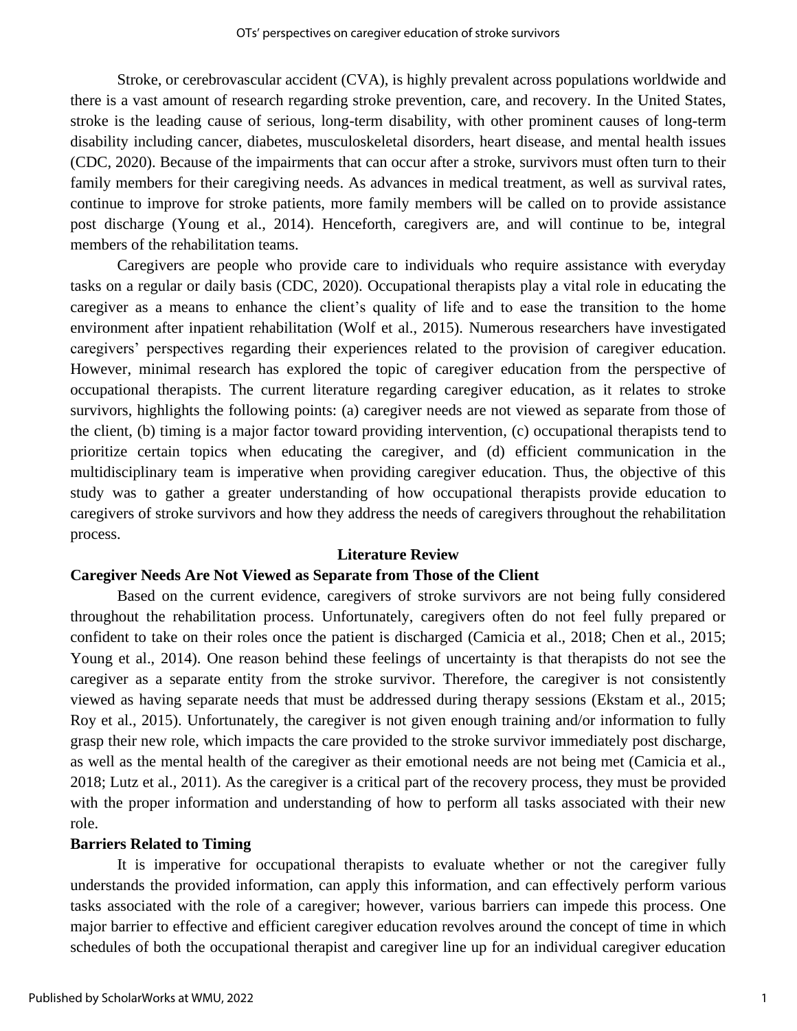Stroke, or cerebrovascular accident (CVA), is highly prevalent across populations worldwide and there is a vast amount of research regarding stroke prevention, care, and recovery. In the United States, stroke is the leading cause of serious, long-term disability, with other prominent causes of long-term disability including cancer, diabetes, musculoskeletal disorders, heart disease, and mental health issues (CDC, 2020). Because of the impairments that can occur after a stroke, survivors must often turn to their family members for their caregiving needs. As advances in medical treatment, as well as survival rates, continue to improve for stroke patients, more family members will be called on to provide assistance post discharge (Young et al., 2014). Henceforth, caregivers are, and will continue to be, integral members of the rehabilitation teams.

Caregivers are people who provide care to individuals who require assistance with everyday tasks on a regular or daily basis (CDC, 2020). Occupational therapists play a vital role in educating the caregiver as a means to enhance the client's quality of life and to ease the transition to the home environment after inpatient rehabilitation (Wolf et al., 2015). Numerous researchers have investigated caregivers' perspectives regarding their experiences related to the provision of caregiver education. However, minimal research has explored the topic of caregiver education from the perspective of occupational therapists. The current literature regarding caregiver education, as it relates to stroke survivors, highlights the following points: (a) caregiver needs are not viewed as separate from those of the client, (b) timing is a major factor toward providing intervention, (c) occupational therapists tend to prioritize certain topics when educating the caregiver, and (d) efficient communication in the multidisciplinary team is imperative when providing caregiver education. Thus, the objective of this study was to gather a greater understanding of how occupational therapists provide education to caregivers of stroke survivors and how they address the needs of caregivers throughout the rehabilitation process.

## Literature Review

### Caregiver Needs Are Not Viewed as Separate from Those of the Client

Based on the current evidence, caregivers of stroke survivors are not being fully considered throughout the rehabilitation process. Unfortunately, caregivers often do not feel fully prepared or confident to take on their roles once the patient is discharged (Camicia et al., 2018; Chen et al., 2015; Young et al., 2014). One reason behind these feelings of uncertainty is that therapists do not see the caregiver as a separate entity from the stroke survivor. Therefore, the caregiver is not consistently viewed as having separate needs that must be addressed during therapy sessions (Ekstam et al., 2015; Roy et al., 2015). Unfortunately, the caregiver is not given enough training and/or information to fully grasp their new role, which impacts the care provided to the stroke survivor immediately post discharge, as well as the mental health of the caregiver as their emotional needs are not being met (Camicia et al., 2018; Lutz et al., 2011). As the caregiver is a critical part of the recovery process, they must be provided with the proper information and understanding of how to perform all tasks associated with their new role.

### Barriers Related to Timing

It is imperative for occupational therapists to evaluate whether or not the caregiver fully understands the provided information, can apply this information, and can effectively perform various tasks associated with the role of a caregiver; however, various barriers can impede this process. One major barrier to effective and efficient caregiver education revolves around the concept of time in which schedules of both the occupational therapist and caregiver line up for an individual caregiver education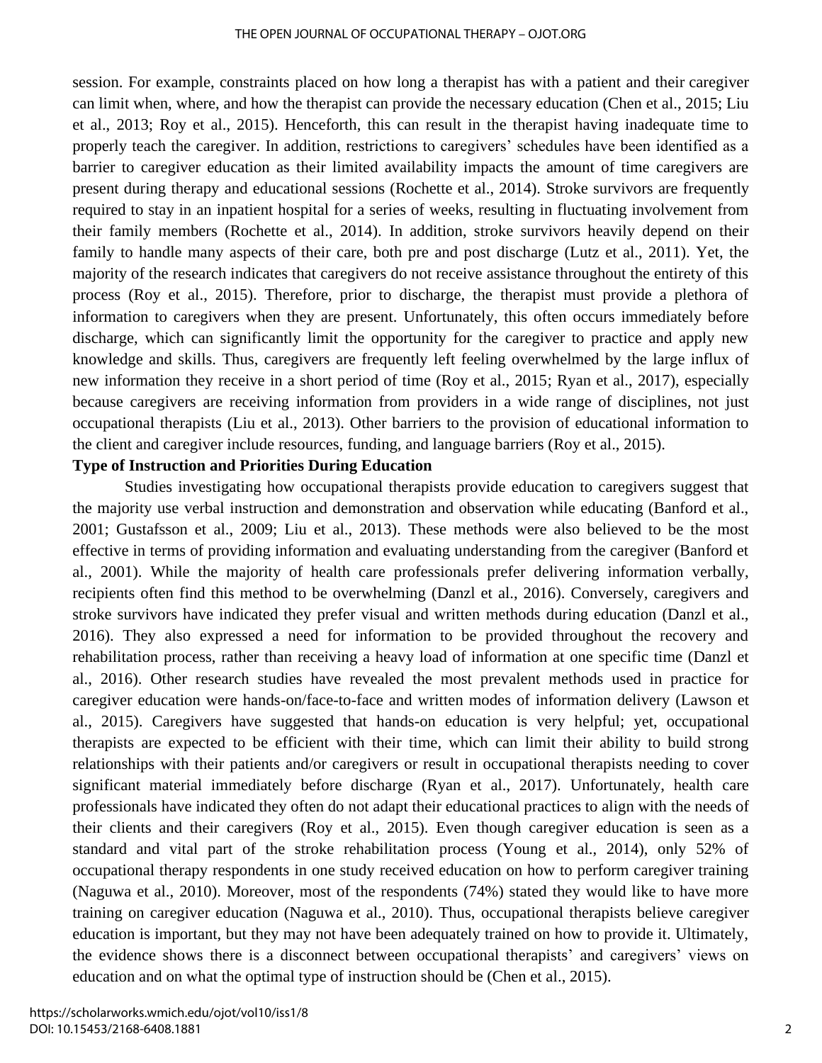session. For example, constraints placed on how long a therapist has with a patient and their caregiver can limit when, where, and how the therapist can provide the necessary education (Chen et al., 2015; Liu et al., 2013; Roy et al., 2015). Henceforth, this can result in the therapist having inadequate time to properly teach the caregiver. In addition, restrictions to caregivers' schedules have been identified as a barrier to caregiver education as their limited availability impacts the amount of time caregivers are present during therapy and educational sessions (Rochette et al., 2014). Stroke survivors are frequently required to stay in an inpatient hospital for a series of weeks, resulting in fluctuating involvement from their family members (Rochette et al., 2014). In addition, stroke survivors heavily depend on their family to handle many aspects of their care, both pre and post discharge (Lutz et al., 2011). Yet, the majority of the research indicates that caregivers do not receive assistance throughout the entirety of this process (Roy et al., 2015). Therefore, prior to discharge, the therapist must provide a plethora of information to caregivers when they are present. Unfortunately, this often occurs immediately before discharge, which can significantly limit the opportunity for the caregiver to practice and apply new knowledge and skills. Thus, caregivers are frequently left feeling overwhelmed by the large influx of new information they receive in a short period of time (Roy et al., 2015; Ryan et al., 2017), especially because caregivers are receiving information from providers in a wide range of disciplines, not just occupational therapists (Liu et al., 2013). Other barriers to the provision of educational information to the client and caregiver include resources, funding, and language barriers (Roy et al., 2015).

**Type of Instruction and Priorities During Education**

Studies investigating how occupational therapists provide education to caregivers suggest that the majority use verbal instruction and demonstration and observation while educating (Banford et al., 2001; Gustafsson et al., 2009; Liu et al., 2013). These methods were also believed to be the most effective in terms of providing information and evaluating understanding from the caregiver (Banford et al., 2001). While the majority of health care professionals prefer delivering information verbally, recipients often find this method to be overwhelming (Danzl et al., 2016). Conversely, caregivers and stroke survivors have indicated they prefer visual and written methods during education (Danzl et al., 2016). They also expressed a need for information to be provided throughout the recovery and rehabilitation process, rather than receiving a heavy load of information at one specific time (Danzl et al., 2016). Other research studies have revealed the most prevalent methods used in practice for caregiver education were hands-on/face-to-face and written modes of information delivery (Lawson et al., 2015). Caregivers have suggested that hands-on education is very helpful; yet, occupational therapists are expected to be efficient with their time, which can limit their ability to build strong relationships with their patients and/or caregivers or result in occupational therapists needing to cover significant material immediately before discharge (Ryan et al., 2017). Unfortunately, health care professionals have indicated they often do not adapt their educational practices to align with the needs of their clients and their caregivers (Roy et al., 2015). Even though caregiver education is seen as a standard and vital part of the stroke rehabilitation process (Young et al., 2014), only 52% of occupational therapy respondents in one study received education on how to perform caregiver training (Naguwa et al., 2010). Moreover, most of the respondents (74%) stated they would like to have more training on caregiver education (Naguwa et al., 2010). Thus, occupational therapists believe caregiver education is important, but they may not have been adequately trained on how to provide it. Ultimately, the evidence shows there is a disconnect between occupational therapists' and caregivers' views on education and on what the optimal type of instruction should be (Chen et al., 2015).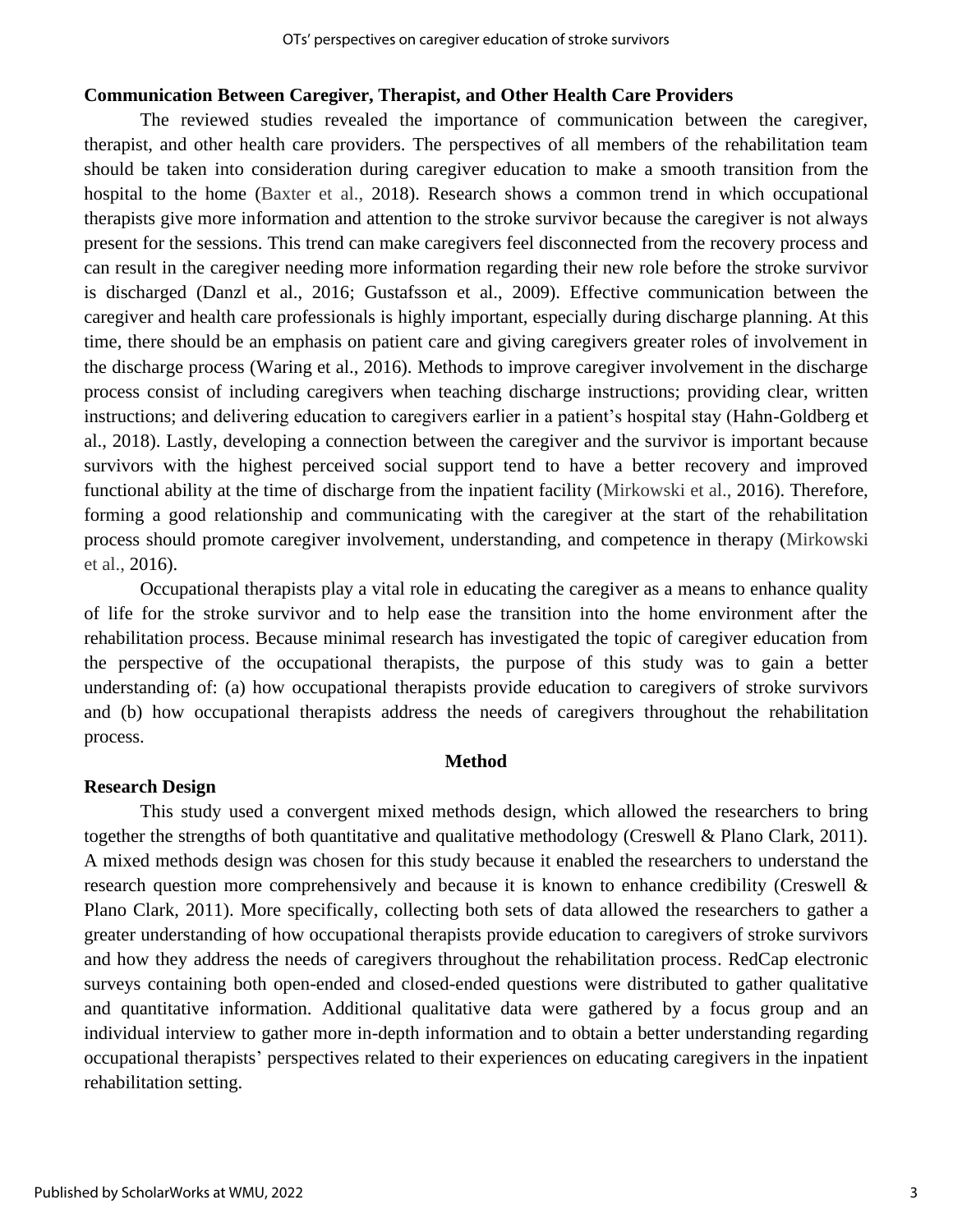### Communication Between Caregiver, Therapist, and Other Health Care Providers

The reviewed studies revealed the importance of communication between the caregiver, therapist, and other health care providers. The perspectives of all members of the rehabilitation team should be taken into consideration during caregiver education to make a smooth transition from the hospital to the home (Baxter et al., 2018). Research shows a common trend in which occupational therapists give more information and attention to the stroke survivor because the caregiver is not always present for the sessions. This trend can make caregivers feel disconnected from the recovery process and can result in the caregiver needing more information regarding their new role before the stroke survivor is discharged (Danzl et al., 2016; Gustafsson et al., 2009). Effective communication between the caregiver and health care professionals is highly important, especially during discharge planning. At this time, there should be an emphasis on patient care and giving caregivers greater roles of involvement in the discharge process (Waring et al., 2016). Methods to improve caregiver involvement in the discharge process consist of including caregivers when teaching discharge instructions; providing clear, written instructions; and delivering education to caregivers earlier in a patient's hospital stay (Hahn-Goldberg et al., 2018). Lastly, developing a connection between the caregiver and the survivor is important because survivors with the highest perceived social support tend to have a better recovery and improved functional ability at the time of discharge from the inpatient facility (Mirkowski et al., 2016). Therefore, forming a good relationship and communicating with the caregiver at the start of the rehabilitation process should promote caregiver involvement, understanding, and competence in therapy (Mirkowski et al., 2016).

Occupational therapists play a vital role in educating the caregiver as a means to enhance quality of life for the stroke survivor and to help ease the transition into the home environment after the rehabilitation process. Because minimal research has investigated the topic of caregiver education from the perspective of the occupational therapists, the purpose of this study was to gain a better understanding of: (a) how occupational therapists provide education to caregivers of stroke survivors and (b) how occupational therapists address the needs of caregivers throughout the rehabilitation process.

## Method

### Research Design

This study used a convergent mixed methods design, which allowed the researchers to bring together the strengths of both quantitative and qualitative methodology (Creswell & Plano Clark, 2011). A mixed methods design was chosen for this study because it enabled the researchers to understand the research question more comprehensively and because it is known to enhance credibility (Creswell & Plano Clark, 2011). More specifically, collecting both sets of data allowed the researchers to gather a greater understanding of how occupational therapists provide education to caregivers of stroke survivors and how they address the needs of caregivers throughout the rehabilitation process. RedCap electronic surveys containing both open-ended and closed-ended questions were distributed to gather qualitative and quantitative information. Additional qualitative data were gathered by a focus group and an individual interview to gather more in-depth information and to obtain a better understanding regarding occupational therapists' perspectives related to their experiences on educating caregivers in the inpatient rehabilitation setting.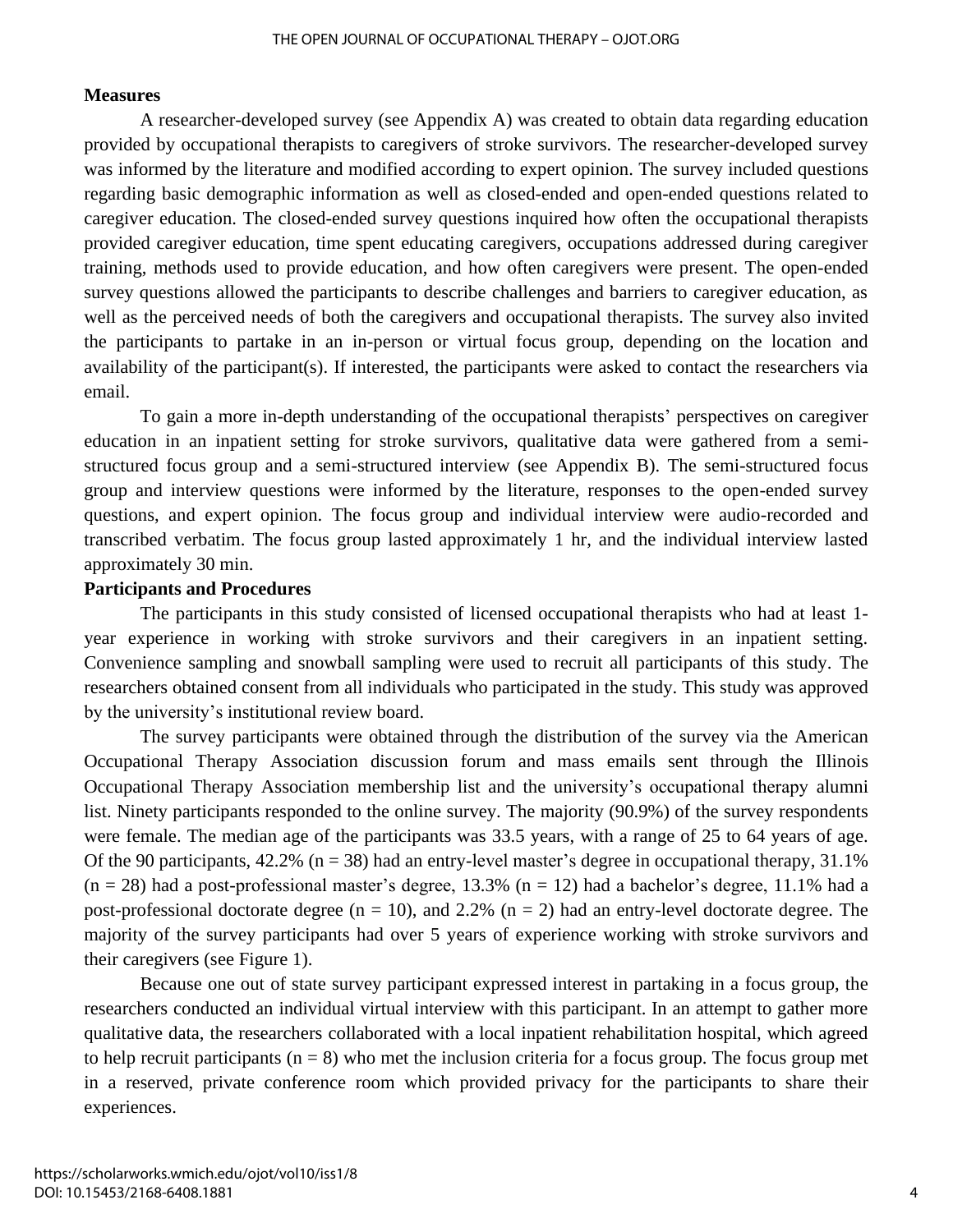## Measures

A researcher-developed survey (see Appendix A) was created to obtain data regarding education provided by occupational therapists to caregivers of stroke survivors. The researcher-developed survey was informed by the literature and modified according to expert opinion. The survey included questions regarding basic demographic information as well as closed-ended and open-ended questions related to caregiver education. The closed-ended survey questions inquired how often the occupational therapists provided caregiver education, time spent educating caregivers, occupations addressed during caregiver training, methods used to provide education, and how often caregivers were present. The open-ended survey questions allowed the participants to describe challenges and barriers to caregiver education, as well as the perceived needs of both the caregivers and occupational therapists. The survey also invited the participants to partake in an in-person or virtual focus group, depending on the location and availability of the participant(s). If interested, the participants were asked to contact the researchers via email.

To gain a more in-depth understanding of the occupational therapists' perspectives on caregiver education in an inpatient setting for stroke survivors, qualitative data were gathered from a semi-structured focus group and a semi-structured interview (see Appendix B). The semi-structured focus group and interview questions were informed by the literature, responses to the open-ended survey questions, and expert opinion. The focus group and individual interview were audio-recorded and transcribed verbatim. The focus group lasted approximately 1 hr, and the individual interview lasted approximately 30 min.

## Participants and Procedures

The participants in this study consisted of licensed occupational therapists who had at least 1-year experience in working with stroke survivors and their caregivers in an inpatient setting. Convenience sampling and snowball sampling were used to recruit all participants of this study. The researchers obtained consent from all individuals who participated in the study. This study was approved by the university's institutional review board.

The survey participants were obtained through the distribution of the survey via the American Occupational Therapy Association discussion forum and mass emails sent through the Illinois Occupational Therapy Association membership list and the university's occupational therapy alumni list. Ninety participants responded to the online survey. The majority (90.9%) of the survey respondents were female. The median age of the participants was 33.5 years, with a range of 25 to 64 years of age. Of the 90 participants, 42.2% (n = 38) had an entry-level master's degree in occupational therapy, 31.1% (n = 28) had a post-professional master's degree, 13.3% (n = 12) had a bachelor's degree, 11.1% had a post-professional doctorate degree (n = 10), and 2.2% (n = 2) had an entry-level doctorate degree. The majority of the survey participants had over 5 years of experience working with stroke survivors and their caregivers (see Figure 1).

Because one out of state survey participant expressed interest in partaking in a focus group, the researchers conducted an individual virtual interview with this participant. In an attempt to gather more qualitative data, the researchers collaborated with a local inpatient rehabilitation hospital, which agreed to help recruit participants (n = 8) who met the inclusion criteria for a focus group. The focus group met in a reserved, private conference room which provided privacy for the participants to share their experiences.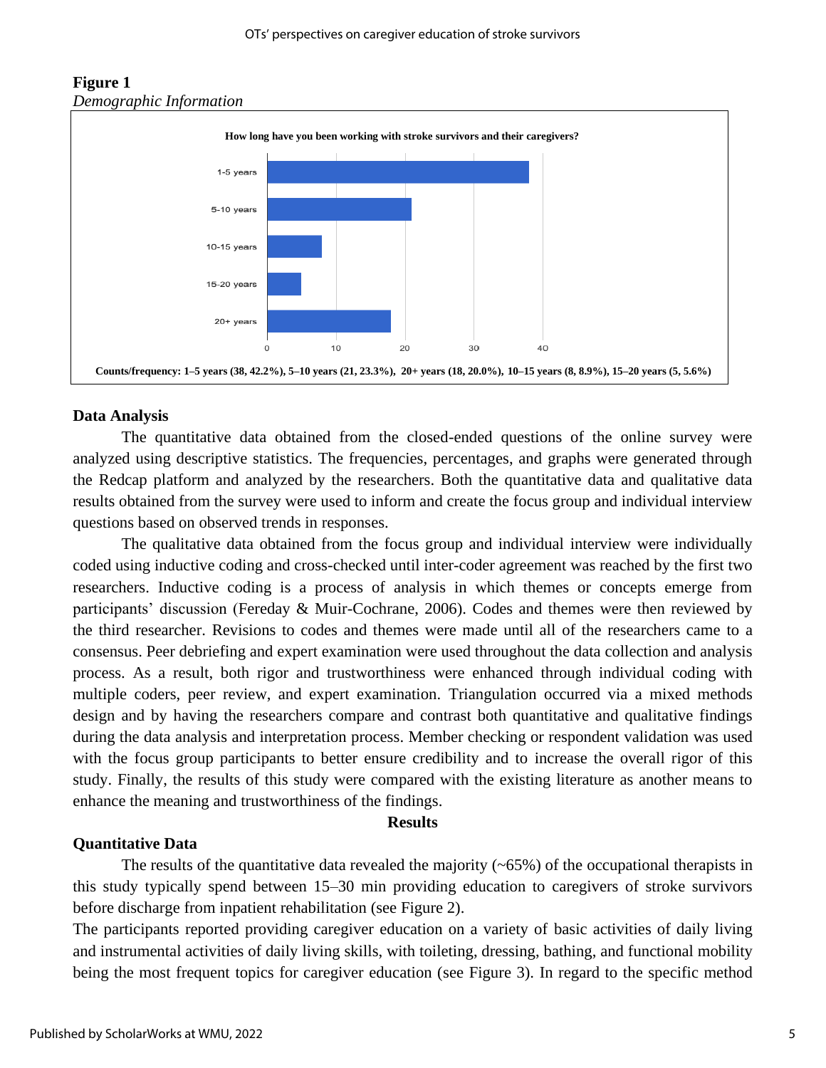**Figure 1**
*Demographic Information*

**How long have you been working with stroke survivors and their caregivers?**

**Counts/frequency: 1–5 years (38, 42.2%), 5–10 years (21, 23.3%), 20+ years (18, 20.0%), 10–15 years (8, 8.9%), 15–20 years (5, 5.6%)**

## Data Analysis

The quantitative data obtained from the closed-ended questions of the online survey were analyzed using descriptive statistics. The frequencies, percentages, and graphs were generated through the Redcap platform and analyzed by the researchers. Both the quantitative data and qualitative data results obtained from the survey were used to inform and create the focus group and individual interview questions based on observed trends in responses.

The qualitative data obtained from the focus group and individual interview were individually coded using inductive coding and cross-checked until inter-coder agreement was reached by the first two researchers. Inductive coding is a process of analysis in which themes or concepts emerge from participants' discussion (Fereday & Muir-Cochrane, 2006). Codes and themes were then reviewed by the third researcher. Revisions to codes and themes were made until all of the researchers came to a consensus. Peer debriefing and expert examination were used throughout the data collection and analysis process. As a result, both rigor and trustworthiness were enhanced through individual coding with multiple coders, peer review, and expert examination. Triangulation occurred via a mixed methods design and by having the researchers compare and contrast both quantitative and qualitative findings during the data analysis and interpretation process. Member checking or respondent validation was used with the focus group participants to better ensure credibility and to increase the overall rigor of this study. Finally, the results of this study were compared with the existing literature as another means to enhance the meaning and trustworthiness of the findings.

# Results

## Quantitative Data

The results of the quantitative data revealed the majority (~65%) of the occupational therapists in this study typically spend between 15–30 min providing education to caregivers of stroke survivors before discharge from inpatient rehabilitation (see Figure 2).

The participants reported providing caregiver education on a variety of basic activities of daily living and instrumental activities of daily living skills, with toileting, dressing, bathing, and functional mobility being the most frequent topics for caregiver education (see Figure 3). In regard to the specific method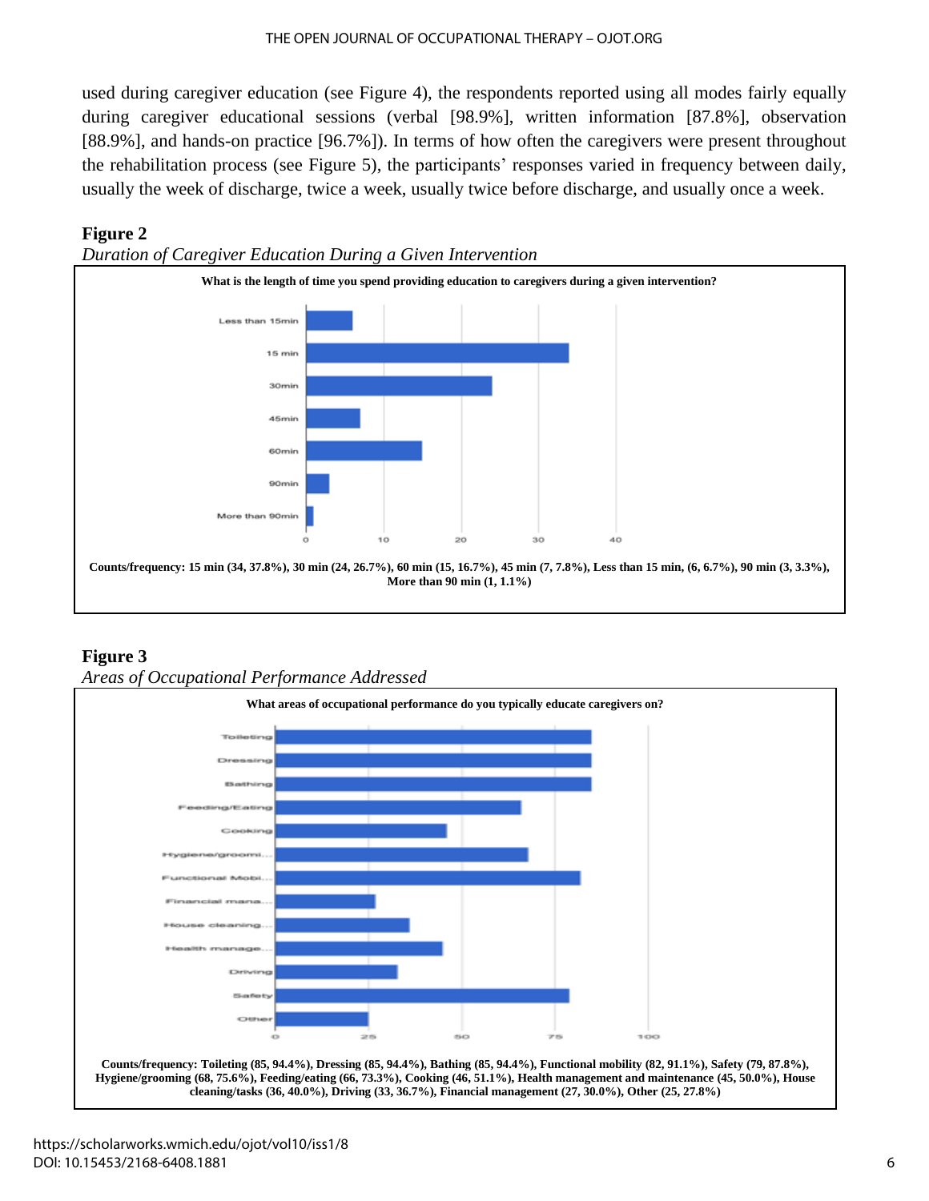used during caregiver education (see Figure 4), the respondents reported using all modes fairly equally during caregiver educational sessions (verbal [98.9%], written information [87.8%], observation [88.9%], and hands-on practice [96.7%]). In terms of how often the caregivers were present throughout the rehabilitation process (see Figure 5), the participants' responses varied in frequency between daily, usually the week of discharge, twice a week, usually twice before discharge, and usually once a week.

**Figure 2**

*Duration of Caregiver Education During a Given Intervention*

**What is the length of time you spend providing education to caregivers during a given intervention?**

**Counts/frequency: 15 min (34, 37.8%), 30 min (24, 26.7%), 60 min (15, 16.7%), 45 min (7, 7.8%), Less than 15 min, (6, 6.7%), 90 min (3, 3.3%), More than 90 min (1, 1.1%)**

**Figure 3**

*Areas of Occupational Performance Addressed*

**What areas of occupational performance do you typically educate caregivers on?**

**Counts/frequency: Toileting (85, 94.4%), Dressing (85, 94.4%), Bathing (85, 94.4%), Functional mobility (82, 91.1%), Safety (79, 87.8%), Hygiene/grooming (68, 75.6%), Feeding/eating (66, 73.3%), Cooking (46, 51.1%), Health management and maintenance (45, 50.0%), House cleaning/tasks (36, 40.0%), Driving (33, 36.7%), Financial management (27, 30.0%), Other (25, 27.8%)**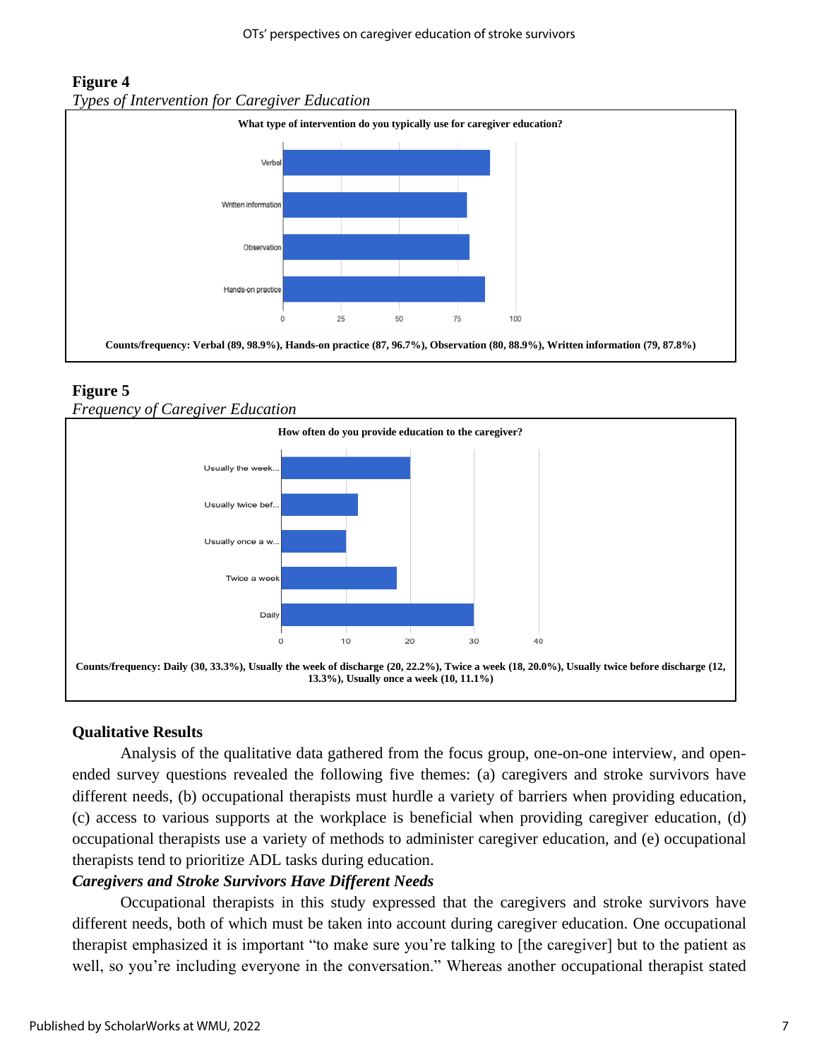**Figure 4**

*Types of Intervention for Caregiver Education*

What type of intervention do you typically use for caregiver education?

Counts/frequency: Verbal (89, 98.9%), Hands-on practice (87, 96.7%), Observation (80, 88.9%), Written information (79, 87.8%)

**Figure 5**

*Frequency of Caregiver Education*

How often do you provide education to the caregiver?

Counts/frequency: Daily (30, 33.3%), Usually the week of discharge (20, 22.2%), Twice a week (18, 20.0%), Usually twice before discharge (12, 13.3%), Usually once a week (10, 11.1%)

## Qualitative Results

Analysis of the qualitative data gathered from the focus group, one-on-one interview, and open-ended survey questions revealed the following five themes: (a) caregivers and stroke survivors have different needs, (b) occupational therapists must hurdle a variety of barriers when providing education, (c) access to various supports at the workplace is beneficial when providing caregiver education, (d) occupational therapists use a variety of methods to administer caregiver education, and (e) occupational therapists tend to prioritize ADL tasks during education.

### *Caregivers and Stroke Survivors Have Different Needs*

Occupational therapists in this study expressed that the caregivers and stroke survivors have different needs, both of which must be taken into account during caregiver education. One occupational therapist emphasized it is important "to make sure you're talking to [the caregiver] but to the patient as well, so you're including everyone in the conversation." Whereas another occupational therapist stated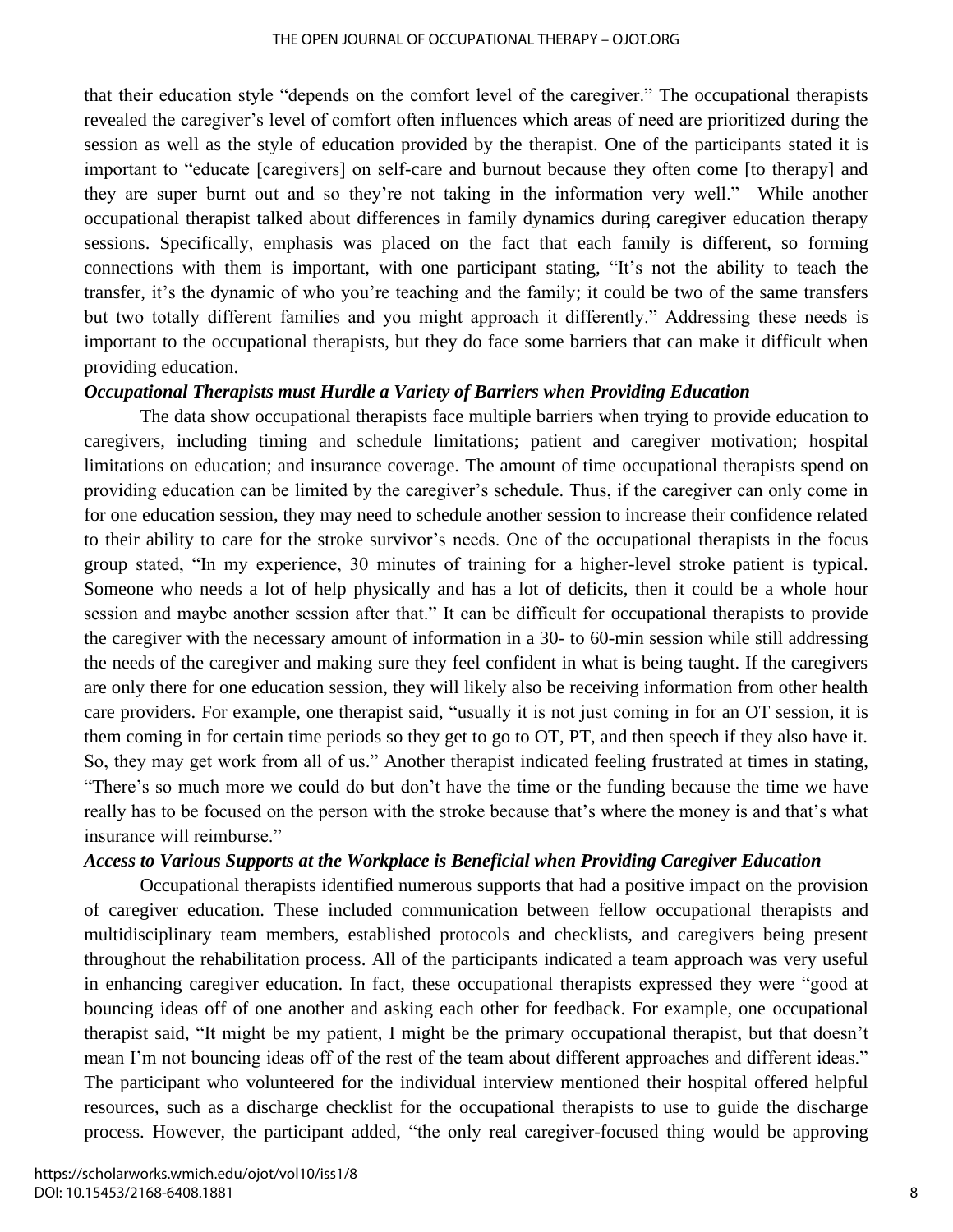that their education style "depends on the comfort level of the caregiver." The occupational therapists revealed the caregiver's level of comfort often influences which areas of need are prioritized during the session as well as the style of education provided by the therapist. One of the participants stated it is important to "educate [caregivers] on self-care and burnout because they often come [to therapy] and they are super burnt out and so they're not taking in the information very well." While another occupational therapist talked about differences in family dynamics during caregiver education therapy sessions. Specifically, emphasis was placed on the fact that each family is different, so forming connections with them is important, with one participant stating, "It's not the ability to teach the transfer, it's the dynamic of who you're teaching and the family; it could be two of the same transfers but two totally different families and you might approach it differently." Addressing these needs is important to the occupational therapists, but they do face some barriers that can make it difficult when providing education.

***Occupational Therapists must Hurdle a Variety of Barriers when Providing Education***

The data show occupational therapists face multiple barriers when trying to provide education to caregivers, including timing and schedule limitations; patient and caregiver motivation; hospital limitations on education; and insurance coverage. The amount of time occupational therapists spend on providing education can be limited by the caregiver's schedule. Thus, if the caregiver can only come in for one education session, they may need to schedule another session to increase their confidence related to their ability to care for the stroke survivor's needs. One of the occupational therapists in the focus group stated, "In my experience, 30 minutes of training for a higher-level stroke patient is typical. Someone who needs a lot of help physically and has a lot of deficits, then it could be a whole hour session and maybe another session after that." It can be difficult for occupational therapists to provide the caregiver with the necessary amount of information in a 30- to 60-min session while still addressing the needs of the caregiver and making sure they feel confident in what is being taught. If the caregivers are only there for one education session, they will likely also be receiving information from other health care providers. For example, one therapist said, "usually it is not just coming in for an OT session, it is them coming in for certain time periods so they get to go to OT, PT, and then speech if they also have it. So, they may get work from all of us." Another therapist indicated feeling frustrated at times in stating, "There's so much more we could do but don't have the time or the funding because the time we have really has to be focused on the person with the stroke because that's where the money is and that's what insurance will reimburse."

***Access to Various Supports at the Workplace is Beneficial when Providing Caregiver Education***

Occupational therapists identified numerous supports that had a positive impact on the provision of caregiver education. These included communication between fellow occupational therapists and multidisciplinary team members, established protocols and checklists, and caregivers being present throughout the rehabilitation process. All of the participants indicated a team approach was very useful in enhancing caregiver education. In fact, these occupational therapists expressed they were "good at bouncing ideas off of one another and asking each other for feedback. For example, one occupational therapist said, "It might be my patient, I might be the primary occupational therapist, but that doesn't mean I'm not bouncing ideas off of the rest of the team about different approaches and different ideas." The participant who volunteered for the individual interview mentioned their hospital offered helpful resources, such as a discharge checklist for the occupational therapists to use to guide the discharge process. However, the participant added, "the only real caregiver-focused thing would be approving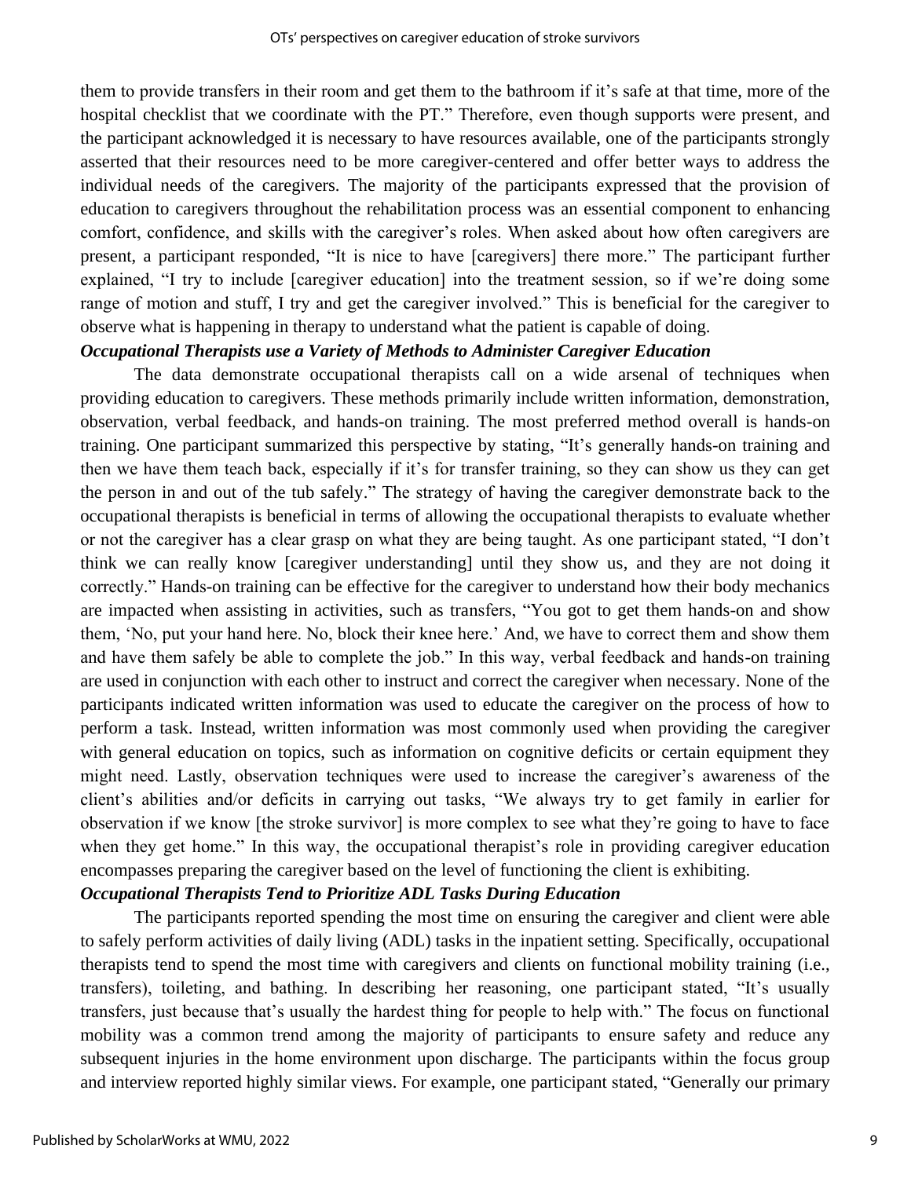them to provide transfers in their room and get them to the bathroom if it's safe at that time, more of the hospital checklist that we coordinate with the PT." Therefore, even though supports were present, and the participant acknowledged it is necessary to have resources available, one of the participants strongly asserted that their resources need to be more caregiver-centered and offer better ways to address the individual needs of the caregivers. The majority of the participants expressed that the provision of education to caregivers throughout the rehabilitation process was an essential component to enhancing comfort, confidence, and skills with the caregiver's roles. When asked about how often caregivers are present, a participant responded, "It is nice to have [caregivers] there more." The participant further explained, "I try to include [caregiver education] into the treatment session, so if we're doing some range of motion and stuff, I try and get the caregiver involved." This is beneficial for the caregiver to observe what is happening in therapy to understand what the patient is capable of doing.

***Occupational Therapists use a Variety of Methods to Administer Caregiver Education***

The data demonstrate occupational therapists call on a wide arsenal of techniques when providing education to caregivers. These methods primarily include written information, demonstration, observation, verbal feedback, and hands-on training. The most preferred method overall is hands-on training. One participant summarized this perspective by stating, "It's generally hands-on training and then we have them teach back, especially if it's for transfer training, so they can show us they can get the person in and out of the tub safely." The strategy of having the caregiver demonstrate back to the occupational therapists is beneficial in terms of allowing the occupational therapists to evaluate whether or not the caregiver has a clear grasp on what they are being taught. As one participant stated, "I don't think we can really know [caregiver understanding] until they show us, and they are not doing it correctly." Hands-on training can be effective for the caregiver to understand how their body mechanics are impacted when assisting in activities, such as transfers, "You got to get them hands-on and show them, 'No, put your hand here. No, block their knee here.' And, we have to correct them and show them and have them safely be able to complete the job." In this way, verbal feedback and hands-on training are used in conjunction with each other to instruct and correct the caregiver when necessary. None of the participants indicated written information was used to educate the caregiver on the process of how to perform a task. Instead, written information was most commonly used when providing the caregiver with general education on topics, such as information on cognitive deficits or certain equipment they might need. Lastly, observation techniques were used to increase the caregiver's awareness of the client's abilities and/or deficits in carrying out tasks, "We always try to get family in earlier for observation if we know [the stroke survivor] is more complex to see what they're going to have to face when they get home." In this way, the occupational therapist's role in providing caregiver education encompasses preparing the caregiver based on the level of functioning the client is exhibiting.

***Occupational Therapists Tend to Prioritize ADL Tasks During Education***

The participants reported spending the most time on ensuring the caregiver and client were able to safely perform activities of daily living (ADL) tasks in the inpatient setting. Specifically, occupational therapists tend to spend the most time with caregivers and clients on functional mobility training (i.e., transfers), toileting, and bathing. In describing her reasoning, one participant stated, "It's usually transfers, just because that's usually the hardest thing for people to help with." The focus on functional mobility was a common trend among the majority of participants to ensure safety and reduce any subsequent injuries in the home environment upon discharge. The participants within the focus group and interview reported highly similar views. For example, one participant stated, "Generally our primary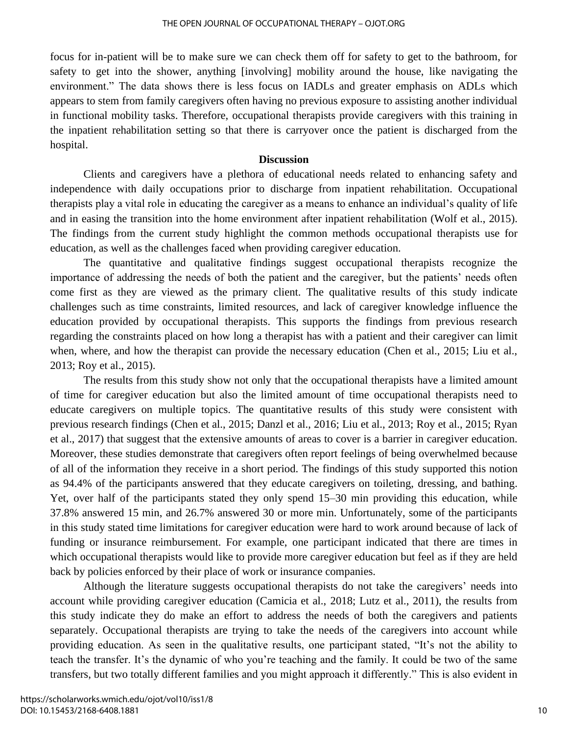focus for in-patient will be to make sure we can check them off for safety to get to the bathroom, for safety to get into the shower, anything [involving] mobility around the house, like navigating the environment." The data shows there is less focus on IADLs and greater emphasis on ADLs which appears to stem from family caregivers often having no previous exposure to assisting another individual in functional mobility tasks. Therefore, occupational therapists provide caregivers with this training in the inpatient rehabilitation setting so that there is carryover once the patient is discharged from the hospital.

## Discussion

Clients and caregivers have a plethora of educational needs related to enhancing safety and independence with daily occupations prior to discharge from inpatient rehabilitation. Occupational therapists play a vital role in educating the caregiver as a means to enhance an individual's quality of life and in easing the transition into the home environment after inpatient rehabilitation (Wolf et al., 2015). The findings from the current study highlight the common methods occupational therapists use for education, as well as the challenges faced when providing caregiver education.

The quantitative and qualitative findings suggest occupational therapists recognize the importance of addressing the needs of both the patient and the caregiver, but the patients' needs often come first as they are viewed as the primary client. The qualitative results of this study indicate challenges such as time constraints, limited resources, and lack of caregiver knowledge influence the education provided by occupational therapists. This supports the findings from previous research regarding the constraints placed on how long a therapist has with a patient and their caregiver can limit when, where, and how the therapist can provide the necessary education (Chen et al., 2015; Liu et al., 2013; Roy et al., 2015).

The results from this study show not only that the occupational therapists have a limited amount of time for caregiver education but also the limited amount of time occupational therapists need to educate caregivers on multiple topics. The quantitative results of this study were consistent with previous research findings (Chen et al., 2015; Danzl et al., 2016; Liu et al., 2013; Roy et al., 2015; Ryan et al., 2017) that suggest that the extensive amounts of areas to cover is a barrier in caregiver education. Moreover, these studies demonstrate that caregivers often report feelings of being overwhelmed because of all of the information they receive in a short period. The findings of this study supported this notion as 94.4% of the participants answered that they educate caregivers on toileting, dressing, and bathing. Yet, over half of the participants stated they only spend 15–30 min providing this education, while 37.8% answered 15 min, and 26.7% answered 30 or more min. Unfortunately, some of the participants in this study stated time limitations for caregiver education were hard to work around because of lack of funding or insurance reimbursement. For example, one participant indicated that there are times in which occupational therapists would like to provide more caregiver education but feel as if they are held back by policies enforced by their place of work or insurance companies.

Although the literature suggests occupational therapists do not take the caregivers' needs into account while providing caregiver education (Camicia et al., 2018; Lutz et al., 2011), the results from this study indicate they do make an effort to address the needs of both the caregivers and patients separately. Occupational therapists are trying to take the needs of the caregivers into account while providing education. As seen in the qualitative results, one participant stated, "It's not the ability to teach the transfer. It's the dynamic of who you're teaching and the family. It could be two of the same transfers, but two totally different families and you might approach it differently." This is also evident in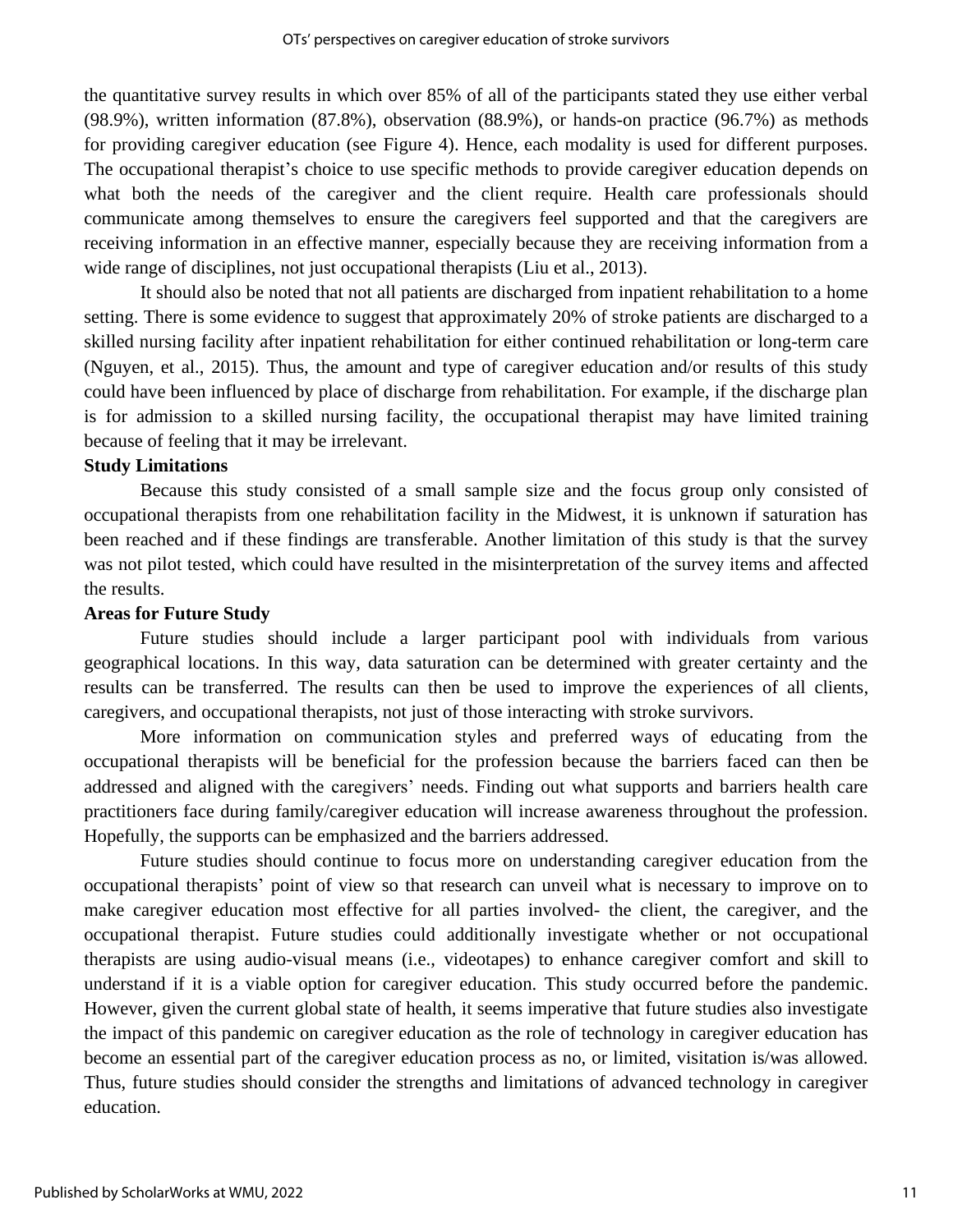the quantitative survey results in which over 85% of all of the participants stated they use either verbal (98.9%), written information (87.8%), observation (88.9%), or hands-on practice (96.7%) as methods for providing caregiver education (see Figure 4). Hence, each modality is used for different purposes. The occupational therapist's choice to use specific methods to provide caregiver education depends on what both the needs of the caregiver and the client require. Health care professionals should communicate among themselves to ensure the caregivers feel supported and that the caregivers are receiving information in an effective manner, especially because they are receiving information from a wide range of disciplines, not just occupational therapists (Liu et al., 2013).

It should also be noted that not all patients are discharged from inpatient rehabilitation to a home setting. There is some evidence to suggest that approximately 20% of stroke patients are discharged to a skilled nursing facility after inpatient rehabilitation for either continued rehabilitation or long-term care (Nguyen, et al., 2015). Thus, the amount and type of caregiver education and/or results of this study could have been influenced by place of discharge from rehabilitation. For example, if the discharge plan is for admission to a skilled nursing facility, the occupational therapist may have limited training because of feeling that it may be irrelevant.

**Study Limitations**

Because this study consisted of a small sample size and the focus group only consisted of occupational therapists from one rehabilitation facility in the Midwest, it is unknown if saturation has been reached and if these findings are transferable. Another limitation of this study is that the survey was not pilot tested, which could have resulted in the misinterpretation of the survey items and affected the results.

**Areas for Future Study**

Future studies should include a larger participant pool with individuals from various geographical locations. In this way, data saturation can be determined with greater certainty and the results can be transferred. The results can then be used to improve the experiences of all clients, caregivers, and occupational therapists, not just of those interacting with stroke survivors.

More information on communication styles and preferred ways of educating from the occupational therapists will be beneficial for the profession because the barriers faced can then be addressed and aligned with the caregivers' needs. Finding out what supports and barriers health care practitioners face during family/caregiver education will increase awareness throughout the profession. Hopefully, the supports can be emphasized and the barriers addressed.

Future studies should continue to focus more on understanding caregiver education from the occupational therapists' point of view so that research can unveil what is necessary to improve on to make caregiver education most effective for all parties involved- the client, the caregiver, and the occupational therapist. Future studies could additionally investigate whether or not occupational therapists are using audio-visual means (i.e., videotapes) to enhance caregiver comfort and skill to understand if it is a viable option for caregiver education. This study occurred before the pandemic. However, given the current global state of health, it seems imperative that future studies also investigate the impact of this pandemic on caregiver education as the role of technology in caregiver education has become an essential part of the caregiver education process as no, or limited, visitation is/was allowed. Thus, future studies should consider the strengths and limitations of advanced technology in caregiver education.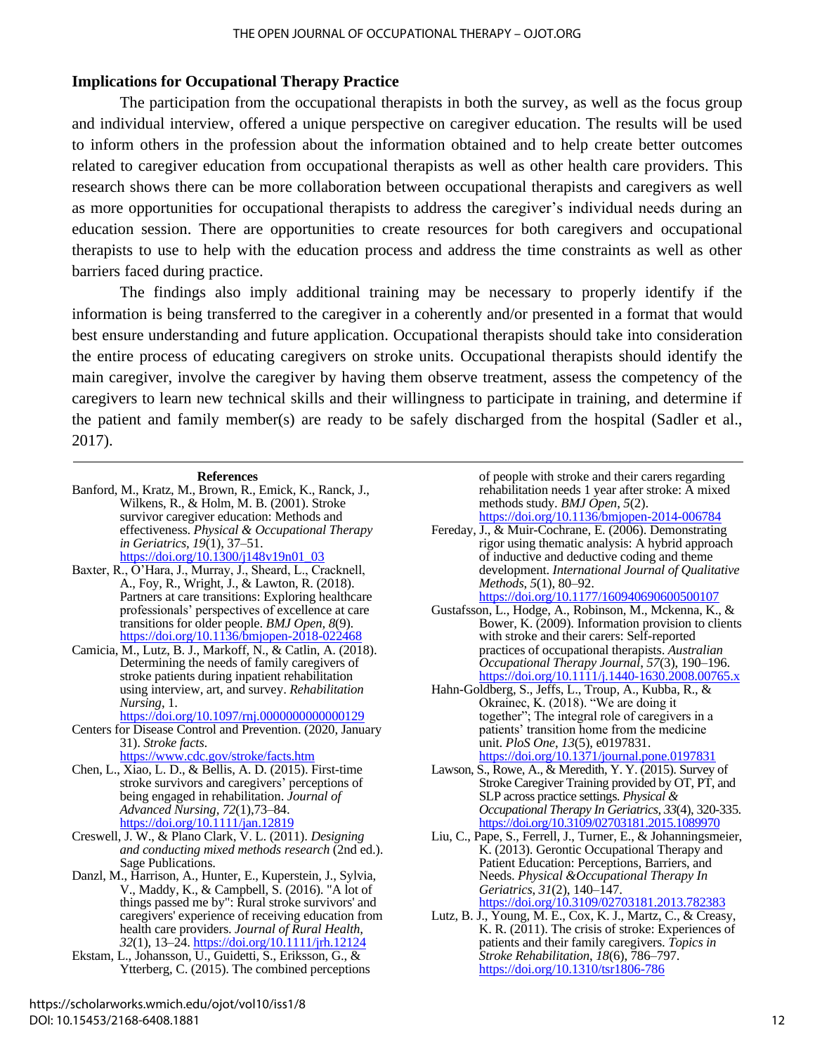### Implications for Occupational Therapy Practice

The participation from the occupational therapists in both the survey, as well as the focus group and individual interview, offered a unique perspective on caregiver education. The results will be used to inform others in the profession about the information obtained and to help create better outcomes related to caregiver education from occupational therapists as well as other health care providers. This research shows there can be more collaboration between occupational therapists and caregivers as well as more opportunities for occupational therapists to address the caregiver's individual needs during an education session. There are opportunities to create resources for both caregivers and occupational therapists to use to help with the education process and address the time constraints as well as other barriers faced during practice.

The findings also imply additional training may be necessary to properly identify if the information is being transferred to the caregiver in a coherently and/or presented in a format that would best ensure understanding and future application. Occupational therapists should take into consideration the entire process of educating caregivers on stroke units. Occupational therapists should identify the main caregiver, involve the caregiver by having them observe treatment, assess the competency of the caregivers to learn new technical skills and their willingness to participate in training, and determine if the patient and family member(s) are ready to be safely discharged from the hospital (Sadler et al., 2017).

---

**References**

Banford, M., Kratz, M., Brown, R., Emick, K., Ranck, J., Wilkens, R., & Holm, M. B. (2001). Stroke survivor caregiver education: Methods and effectiveness. *Physical & Occupational Therapy in Geriatrics, 19*(1), 37–51. https://doi.org/10.1300/j148v19n01_03

Baxter, R., O'Hara, J., Murray, J., Sheard, L., Cracknell, A., Foy, R., Wright, J., & Lawton, R. (2018). Partners at care transitions: Exploring healthcare professionals' perspectives of excellence at care transitions for older people. *BMJ Open, 8*(9). https://doi.org/10.1136/bmjopen-2018-022468

Camicia, M., Lutz, B. J., Markoff, N., & Catlin, A. (2018). Determining the needs of family caregivers of stroke patients during inpatient rehabilitation using interview, art, and survey. *Rehabilitation Nursing*, 1. https://doi.org/10.1097/rnj.0000000000000129

Centers for Disease Control and Prevention. (2020, January 31). *Stroke facts*. https://www.cdc.gov/stroke/facts.htm

Chen, L., Xiao, L. D., & Bellis, A. D. (2015). First-time stroke survivors and caregivers' perceptions of being engaged in rehabilitation. *Journal of Advanced Nursing, 72*(1),73–84. https://doi.org/10.1111/jan.12819

Creswell, J. W., & Plano Clark, V. L. (2011). *Designing and conducting mixed methods research* (2nd ed.). Sage Publications.

Danzl, M., Harrison, A., Hunter, E., Kuperstein, J., Sylvia, V., Maddy, K., & Campbell, S. (2016). "A lot of things passed me by": Rural stroke survivors' and caregivers' experience of receiving education from health care providers. *Journal of Rural Health, 32*(1), 13–24. https://doi.org/10.1111/jrh.12124

Ekstam, L., Johansson, U., Guidetti, S., Eriksson, G., & Ytterberg, C. (2015). The combined perceptions of people with stroke and their carers regarding rehabilitation needs 1 year after stroke: A mixed methods study. *BMJ Open, 5*(2). https://doi.org/10.1136/bmjopen-2014-006784

Fereday, J., & Muir-Cochrane, E. (2006). Demonstrating rigor using thematic analysis: A hybrid approach of inductive and deductive coding and theme development. *International Journal of Qualitative Methods, 5*(1), 80–92. https://doi.org/10.1177/160940690600500107

Gustafsson, L., Hodge, A., Robinson, M., Mckenna, K., & Bower, K. (2009). Information provision to clients with stroke and their carers: Self-reported practices of occupational therapists. *Australian Occupational Therapy Journal, 57*(3), 190–196. https://doi.org/10.1111/j.1440-1630.2008.00765.x

Hahn-Goldberg, S., Jeffs, L., Troup, A., Kubba, R., & Okrainec, K. (2018). "We are doing it together"; The integral role of caregivers in a patients' transition home from the medicine unit. *PloS One, 13*(5), e0197831. https://doi.org/10.1371/journal.pone.0197831

Lawson, S., Rowe, A., & Meredith, Y. Y. (2015). Survey of Stroke Caregiver Training provided by OT, PT, and SLP across practice settings. *Physical & Occupational Therapy In Geriatrics, 33*(4), 320-335. https://doi.org/10.3109/02703181.2015.1089970

Liu, C., Pape, S., Ferrell, J., Turner, E., & Johanningsmeier, K. (2013). Gerontic Occupational Therapy and Patient Education: Perceptions, Barriers, and Needs. *Physical &Occupational Therapy In Geriatrics, 31*(2), 140–147. https://doi.org/10.3109/02703181.2013.782383

Lutz, B. J., Young, M. E., Cox, K. J., Martz, C., & Creasy, K. R. (2011). The crisis of stroke: Experiences of patients and their family caregivers. *Topics in Stroke Rehabilitation, 18*(6), 786–797. https://doi.org/10.1310/tsr1806-786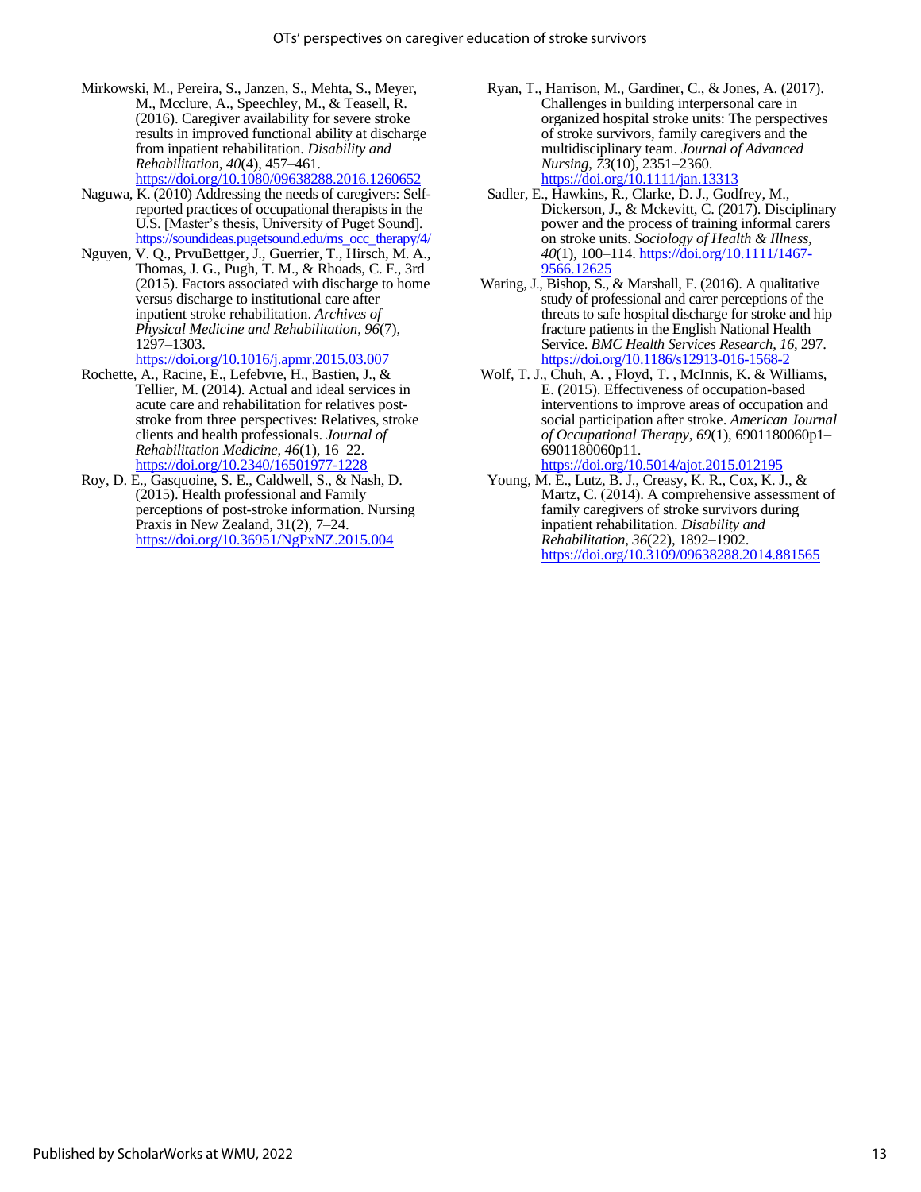Mirkowski, M., Pereira, S., Janzen, S., Mehta, S., Meyer, M., Mcclure, A., Speechley, M., & Teasell, R. (2016). Caregiver availability for severe stroke results in improved functional ability at discharge from inpatient rehabilitation. *Disability and Rehabilitation*, *40*(4), 457–461. https://doi.org/10.1080/09638288.2016.1260652

Naguwa, K. (2010) Addressing the needs of caregivers: Self-reported practices of occupational therapists in the U.S. [Master's thesis, University of Puget Sound]. https://soundideas.pugetsound.edu/ms_occ_therapy/4/

Nguyen, V. Q., PrvuBettger, J., Guerrier, T., Hirsch, M. A., Thomas, J. G., Pugh, T. M., & Rhoads, C. F., 3rd (2015). Factors associated with discharge to home versus discharge to institutional care after inpatient stroke rehabilitation. *Archives of Physical Medicine and Rehabilitation*, *96*(7), 1297–1303. https://doi.org/10.1016/j.apmr.2015.03.007

Rochette, A., Racine, E., Lefebvre, H., Bastien, J., & Tellier, M. (2014). Actual and ideal services in acute care and rehabilitation for relatives post-stroke from three perspectives: Relatives, stroke clients and health professionals. *Journal of Rehabilitation Medicine*, *46*(1), 16–22. https://doi.org/10.2340/16501977-1228

Roy, D. E., Gasquoine, S. E., Caldwell, S., & Nash, D. (2015). Health professional and Family perceptions of post-stroke information. Nursing Praxis in New Zealand, 31(2), 7–24. https://doi.org/10.36951/NgPxNZ.2015.004

Ryan, T., Harrison, M., Gardiner, C., & Jones, A. (2017). Challenges in building interpersonal care in organized hospital stroke units: The perspectives of stroke survivors, family caregivers and the multidisciplinary team. *Journal of Advanced Nursing*, *73*(10), 2351–2360. https://doi.org/10.1111/jan.13313

Sadler, E., Hawkins, R., Clarke, D. J., Godfrey, M., Dickerson, J., & Mckevitt, C. (2017). Disciplinary power and the process of training informal carers on stroke units. *Sociology of Health & Illness*, *40*(1), 100–114. https://doi.org/10.1111/1467-9566.12625

Waring, J., Bishop, S., & Marshall, F. (2016). A qualitative study of professional and carer perceptions of the threats to safe hospital discharge for stroke and hip fracture patients in the English National Health Service. *BMC Health Services Research*, *16*, 297. https://doi.org/10.1186/s12913-016-1568-2

Wolf, T. J., Chuh, A. , Floyd, T. , McInnis, K. & Williams, E. (2015). Effectiveness of occupation-based interventions to improve areas of occupation and social participation after stroke. *American Journal of Occupational Therapy*, *69*(1), 6901180060p1–6901180060p11. https://doi.org/10.5014/ajot.2015.012195

Young, M. E., Lutz, B. J., Creasy, K. R., Cox, K. J., & Martz, C. (2014). A comprehensive assessment of family caregivers of stroke survivors during inpatient rehabilitation. *Disability and Rehabilitation*, *36*(22), 1892–1902. https://doi.org/10.3109/09638288.2014.881565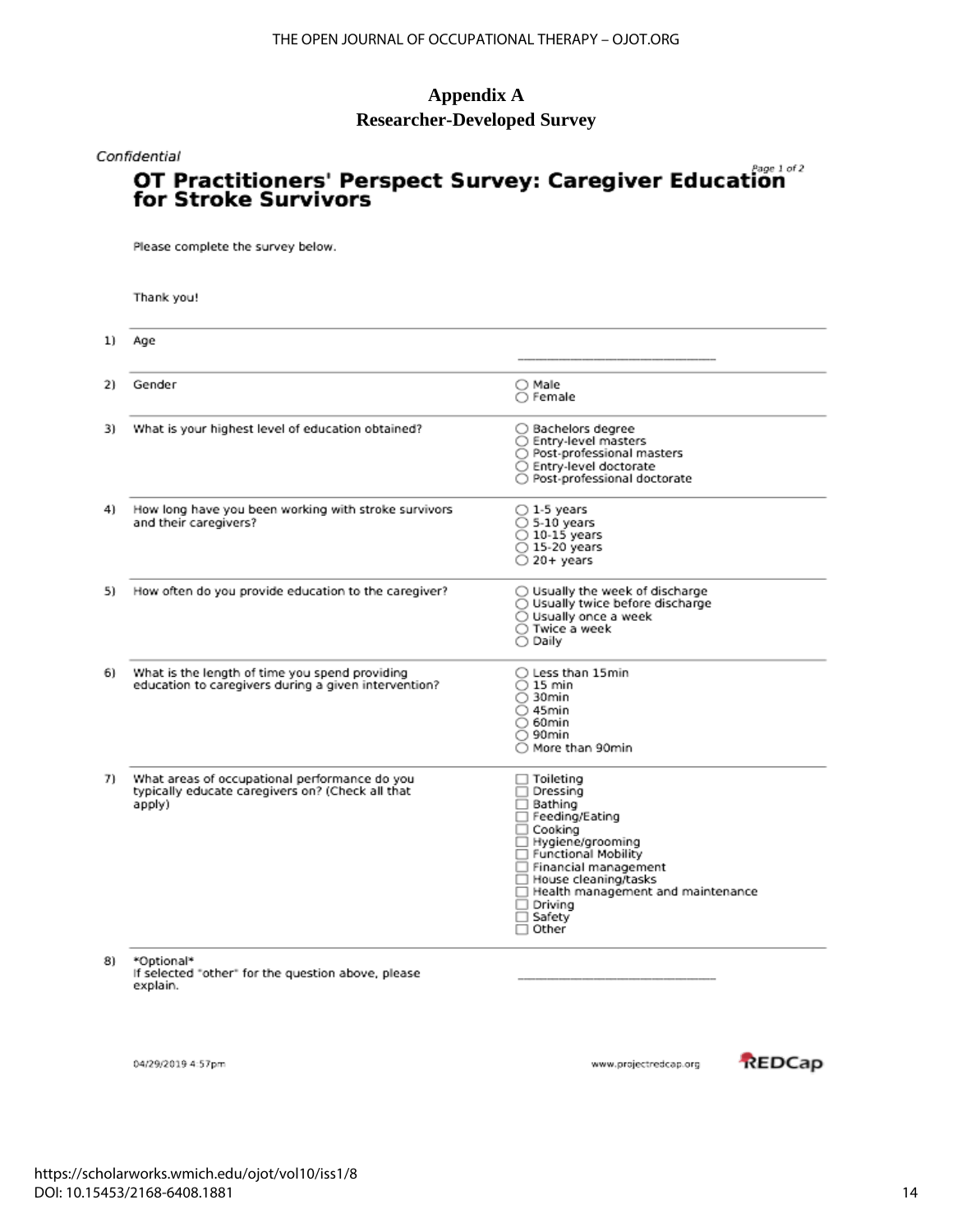# Appendix A
## Researcher-Developed Survey

*Confidential*

Page 1 of 2

## OT Practitioners' Perspect Survey: Caregiver Education for Stroke Survivors

Please complete the survey below.

Thank you!

1) Age

________________________________

2) Gender

- ○ Male
- ○ Female

3) What is your highest level of education obtained?

- ○ Bachelors degree
- ○ Entry-level masters
- ○ Post-professional masters
- ○ Entry-level doctorate
- ○ Post-professional doctorate

4) How long have you been working with stroke survivors and their caregivers?

- ○ 1-5 years
- ○ 5-10 years
- ○ 10-15 years
- ○ 15-20 years
- ○ 20+ years

5) How often do you provide education to the caregiver?

- ○ Usually the week of discharge
- ○ Usually twice before discharge
- ○ Usually once a week
- ○ Twice a week
- ○ Daily

6) What is the length of time you spend providing education to caregivers during a given intervention?

- ○ Less than 15min
- ○ 15 min
- ○ 30min
- ○ 45min
- ○ 60min
- ○ 90min
- ○ More than 90min

7) What areas of occupational performance do you typically educate caregivers on? (Check all that apply)

- ☐ Toileting
- ☐ Dressing
- ☐ Bathing
- ☐ Feeding/Eating
- ☐ Cooking
- ☐ Hygiene/grooming
- ☐ Functional Mobility
- ☐ Financial management
- ☐ House cleaning/tasks
- ☐ Health management and maintenance
- ☐ Driving
- ☐ Safety
- ☐ Other

8) *Optional*
If selected "other" for the question above, please explain.

________________________________

04/29/2019 4:57pm

www.projectredcap.org

REDCap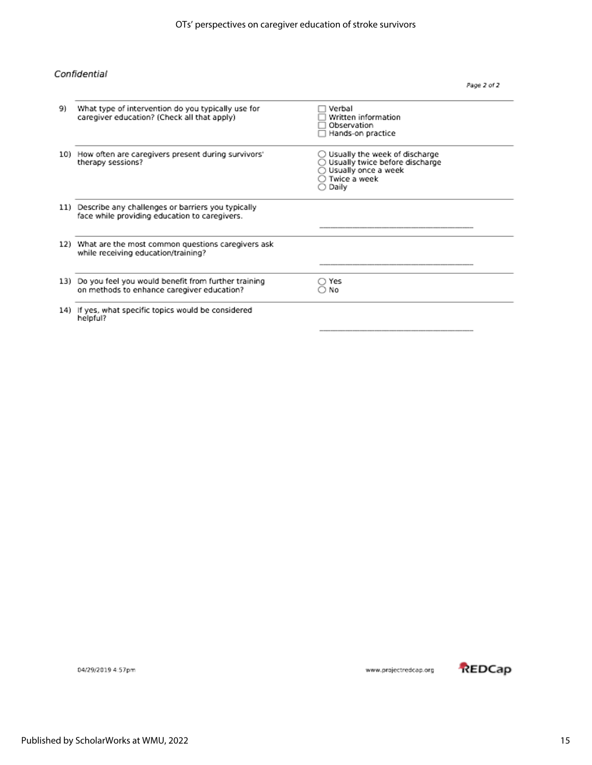*Confidential*

| | | |
|---|---|---|
| 9) | What type of intervention do you typically use for caregiver education? (Check all that apply) | ☐ Verbal<br>☐ Written information<br>☐ Observation<br>☐ Hands-on practice |
| 10) | How often are caregivers present during survivors' therapy sessions? | ○ Usually the week of discharge<br>○ Usually twice before discharge<br>○ Usually once a week<br>○ Twice a week<br>○ Daily |
| 11) | Describe any challenges or barriers you typically face while providing education to caregivers. | ______________________________ |
| 12) | What are the most common questions caregivers ask while receiving education/training? | ______________________________ |
| 13) | Do you feel you would benefit from further training on methods to enhance caregiver education? | ○ Yes<br>○ No |
| 14) | If yes, what specific topics would be considered helpful? | ______________________________ |

04/29/2019 4:57pm

www.projectredcap.org

REDCap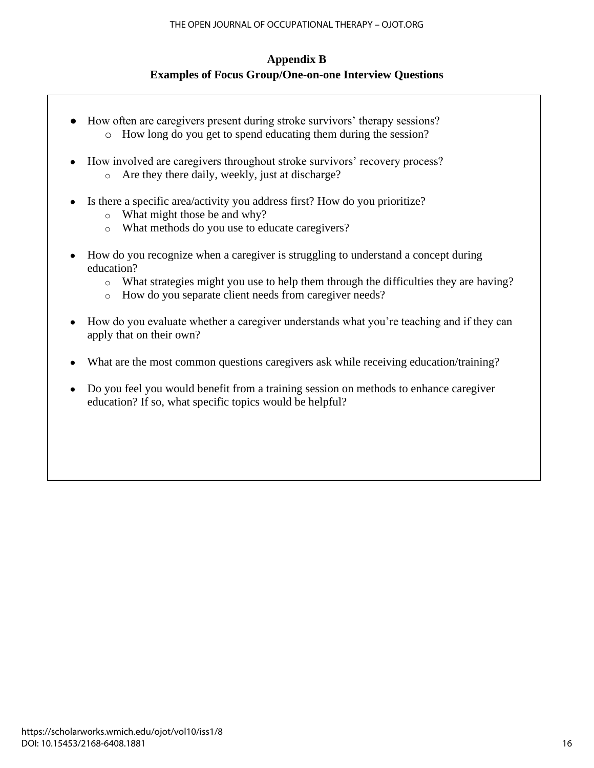## Appendix B

## Examples of Focus Group/One-on-one Interview Questions

- How often are caregivers present during stroke survivors' therapy sessions?
  - How long do you get to spend educating them during the session?

- How involved are caregivers throughout stroke survivors' recovery process?
  - Are they there daily, weekly, just at discharge?

- Is there a specific area/activity you address first? How do you prioritize?
  - What might those be and why?
  - What methods do you use to educate caregivers?

- How do you recognize when a caregiver is struggling to understand a concept during education?
  - What strategies might you use to help them through the difficulties they are having?
  - How do you separate client needs from caregiver needs?

- How do you evaluate whether a caregiver understands what you're teaching and if they can apply that on their own?

- What are the most common questions caregivers ask while receiving education/training?

- Do you feel you would benefit from a training session on methods to enhance caregiver education? If so, what specific topics would be helpful?